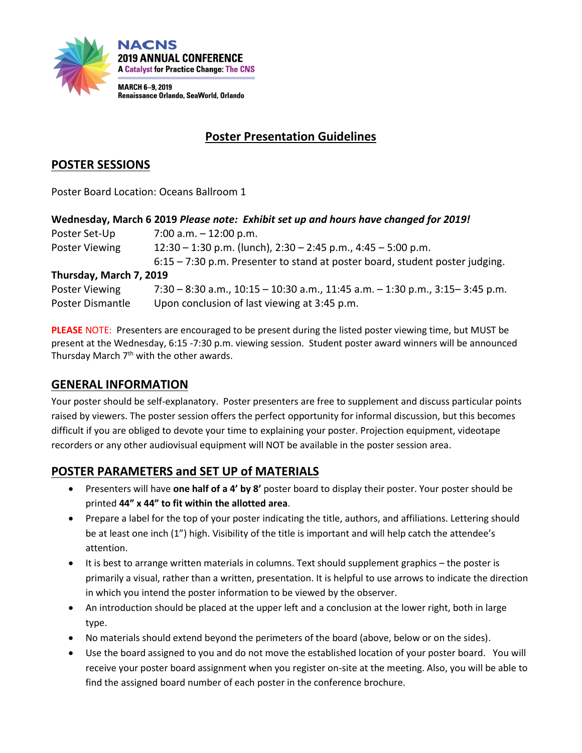**NACNS**
**2019 ANNUAL CONFERENCE**
**A Catalyst for Practice Change: The CNS**

**MARCH 6–9, 2019**
**Renaissance Orlando, SeaWorld, Orlando**

# Poster Presentation Guidelines

## POSTER SESSIONS

Poster Board Location: Oceans Ballroom 1

**Wednesday, March 6 2019** ***Please note: Exhibit set up and hours have changed for 2019!***

| | |
|---|---|
| Poster Set-Up | 7:00 a.m. – 12:00 p.m. |
| Poster Viewing | 12:30 – 1:30 p.m. (lunch), 2:30 – 2:45 p.m., 4:45 – 5:00 p.m. |
| | 6:15 – 7:30 p.m. Presenter to stand at poster board, student poster judging. |

**Thursday, March 7, 2019**

| | |
|---|---|
| Poster Viewing | 7:30 – 8:30 a.m., 10:15 – 10:30 a.m., 11:45 a.m. – 1:30 p.m., 3:15– 3:45 p.m. |
| Poster Dismantle | Upon conclusion of last viewing at 3:45 p.m. |

**PLEASE** NOTE: Presenters are encouraged to be present during the listed poster viewing time, but MUST be present at the Wednesday, 6:15 -7:30 p.m. viewing session. Student poster award winners will be announced Thursday March 7th with the other awards.

## GENERAL INFORMATION

Your poster should be self-explanatory. Poster presenters are free to supplement and discuss particular points raised by viewers. The poster session offers the perfect opportunity for informal discussion, but this becomes difficult if you are obliged to devote your time to explaining your poster. Projection equipment, videotape recorders or any other audiovisual equipment will NOT be available in the poster session area.

## POSTER PARAMETERS and SET UP of MATERIALS

- Presenters will have **one half of a 4' by 8'** poster board to display their poster. Your poster should be printed **44" x 44" to fit within the allotted area**.
- Prepare a label for the top of your poster indicating the title, authors, and affiliations. Lettering should be at least one inch (1") high. Visibility of the title is important and will help catch the attendee's attention.
- It is best to arrange written materials in columns. Text should supplement graphics – the poster is primarily a visual, rather than a written, presentation. It is helpful to use arrows to indicate the direction in which you intend the poster information to be viewed by the observer.
- An introduction should be placed at the upper left and a conclusion at the lower right, both in large type.
- No materials should extend beyond the perimeters of the board (above, below or on the sides).
- Use the board assigned to you and do not move the established location of your poster board. You will receive your poster board assignment when you register on-site at the meeting. Also, you will be able to find the assigned board number of each poster in the conference brochure.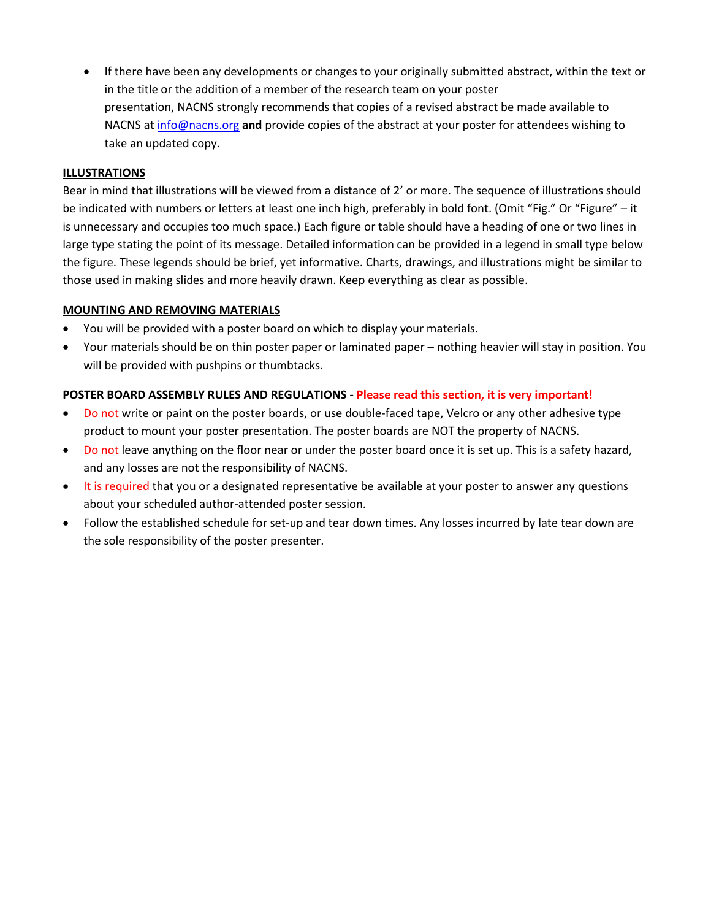- If there have been any developments or changes to your originally submitted abstract, within the text or in the title or the addition of a member of the research team on your poster presentation, NACNS strongly recommends that copies of a revised abstract be made available to NACNS at info@nacns.org **and** provide copies of the abstract at your poster for attendees wishing to take an updated copy.

## ILLUSTRATIONS

Bear in mind that illustrations will be viewed from a distance of 2' or more. The sequence of illustrations should be indicated with numbers or letters at least one inch high, preferably in bold font. (Omit "Fig." Or "Figure" – it is unnecessary and occupies too much space.) Each figure or table should have a heading of one or two lines in large type stating the point of its message. Detailed information can be provided in a legend in small type below the figure. These legends should be brief, yet informative. Charts, drawings, and illustrations might be similar to those used in making slides and more heavily drawn. Keep everything as clear as possible.

## MOUNTING AND REMOVING MATERIALS

- You will be provided with a poster board on which to display your materials.
- Your materials should be on thin poster paper or laminated paper – nothing heavier will stay in position. You will be provided with pushpins or thumbtacks.

## POSTER BOARD ASSEMBLY RULES AND REGULATIONS - Please read this section, it is very important!

- Do not write or paint on the poster boards, or use double-faced tape, Velcro or any other adhesive type product to mount your poster presentation. The poster boards are NOT the property of NACNS.
- Do not leave anything on the floor near or under the poster board once it is set up. This is a safety hazard, and any losses are not the responsibility of NACNS.
- It is required that you or a designated representative be available at your poster to answer any questions about your scheduled author-attended poster session.
- Follow the established schedule for set-up and tear down times. Any losses incurred by late tear down are the sole responsibility of the poster presenter.